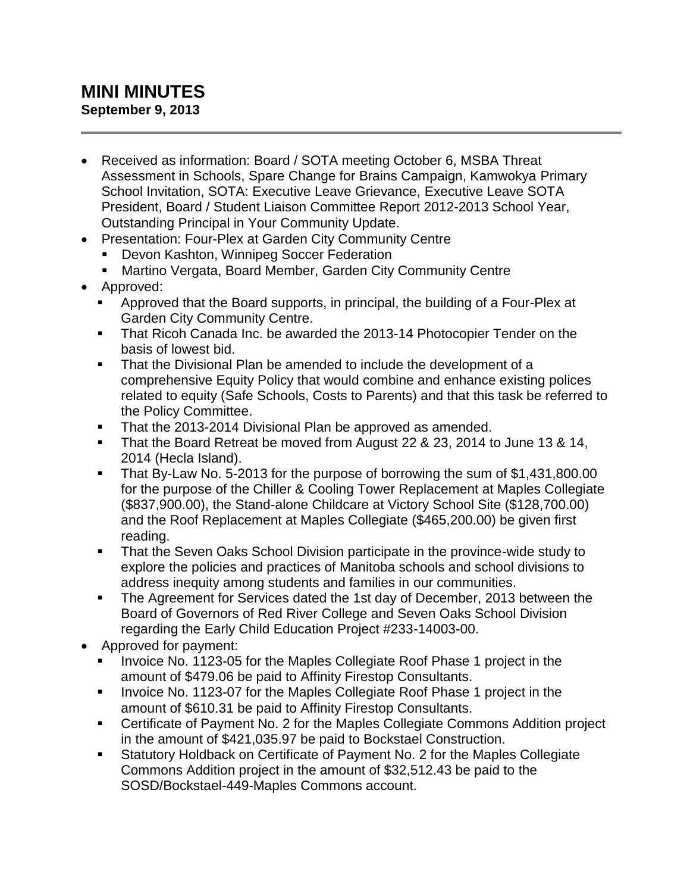# MINI MINUTES

**September 9, 2013**

---

- Received as information: Board / SOTA meeting October 6, MSBA Threat Assessment in Schools, Spare Change for Brains Campaign, Kamwokya Primary School Invitation, SOTA: Executive Leave Grievance, Executive Leave SOTA President, Board / Student Liaison Committee Report 2012-2013 School Year, Outstanding Principal in Your Community Update.
- Presentation: Four-Plex at Garden City Community Centre
  - Devon Kashton, Winnipeg Soccer Federation
  - Martino Vergata, Board Member, Garden City Community Centre
- Approved:
  - Approved that the Board supports, in principal, the building of a Four-Plex at Garden City Community Centre.
  - That Ricoh Canada Inc. be awarded the 2013-14 Photocopier Tender on the basis of lowest bid.
  - That the Divisional Plan be amended to include the development of a comprehensive Equity Policy that would combine and enhance existing polices related to equity (Safe Schools, Costs to Parents) and that this task be referred to the Policy Committee.
  - That the 2013-2014 Divisional Plan be approved as amended.
  - That the Board Retreat be moved from August 22 & 23, 2014 to June 13 & 14, 2014 (Hecla Island).
  - That By-Law No. 5-2013 for the purpose of borrowing the sum of $1,431,800.00 for the purpose of the Chiller & Cooling Tower Replacement at Maples Collegiate ($837,900.00), the Stand-alone Childcare at Victory School Site ($128,700.00) and the Roof Replacement at Maples Collegiate ($465,200.00) be given first reading.
  - That the Seven Oaks School Division participate in the province-wide study to explore the policies and practices of Manitoba schools and school divisions to address inequity among students and families in our communities.
  - The Agreement for Services dated the 1st day of December, 2013 between the Board of Governors of Red River College and Seven Oaks School Division regarding the Early Child Education Project #233-14003-00.
- Approved for payment:
  - Invoice No. 1123-05 for the Maples Collegiate Roof Phase 1 project in the amount of $479.06 be paid to Affinity Firestop Consultants.
  - Invoice No. 1123-07 for the Maples Collegiate Roof Phase 1 project in the amount of $610.31 be paid to Affinity Firestop Consultants.
  - Certificate of Payment No. 2 for the Maples Collegiate Commons Addition project in the amount of $421,035.97 be paid to Bockstael Construction.
  - Statutory Holdback on Certificate of Payment No. 2 for the Maples Collegiate Commons Addition project in the amount of $32,512.43 be paid to the SOSD/Bockstael-449-Maples Commons account.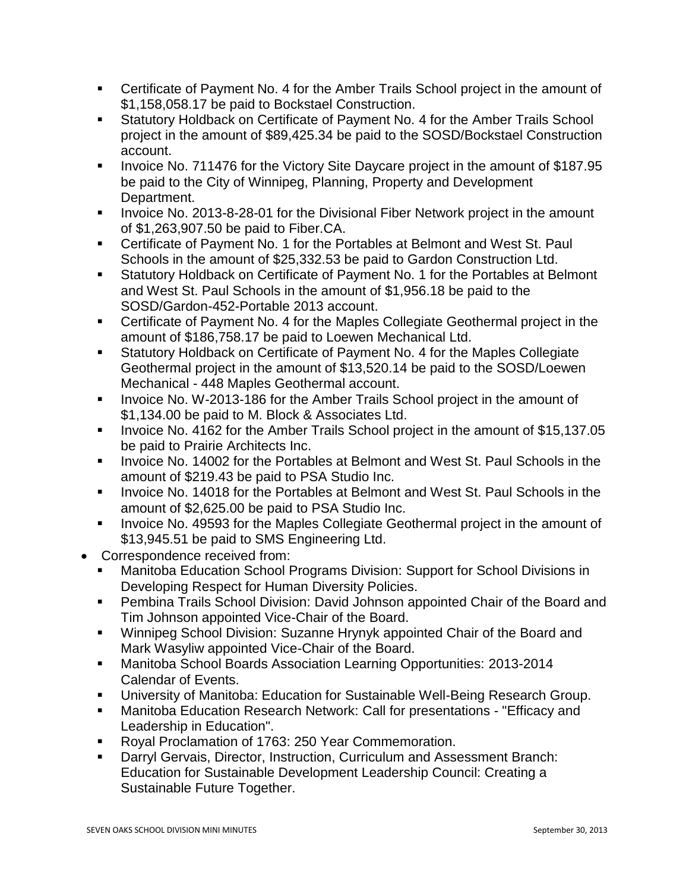- Certificate of Payment No. 4 for the Amber Trails School project in the amount of $1,158,058.17 be paid to Bockstael Construction.
  - Statutory Holdback on Certificate of Payment No. 4 for the Amber Trails School project in the amount of $89,425.34 be paid to the SOSD/Bockstael Construction account.
  - Invoice No. 711476 for the Victory Site Daycare project in the amount of $187.95 be paid to the City of Winnipeg, Planning, Property and Development Department.
  - Invoice No. 2013-8-28-01 for the Divisional Fiber Network project in the amount of $1,263,907.50 be paid to Fiber.CA.
  - Certificate of Payment No. 1 for the Portables at Belmont and West St. Paul Schools in the amount of $25,332.53 be paid to Gardon Construction Ltd.
  - Statutory Holdback on Certificate of Payment No. 1 for the Portables at Belmont and West St. Paul Schools in the amount of $1,956.18 be paid to the SOSD/Gardon-452-Portable 2013 account.
  - Certificate of Payment No. 4 for the Maples Collegiate Geothermal project in the amount of $186,758.17 be paid to Loewen Mechanical Ltd.
  - Statutory Holdback on Certificate of Payment No. 4 for the Maples Collegiate Geothermal project in the amount of $13,520.14 be paid to the SOSD/Loewen Mechanical - 448 Maples Geothermal account.
  - Invoice No. W-2013-186 for the Amber Trails School project in the amount of $1,134.00 be paid to M. Block & Associates Ltd.
  - Invoice No. 4162 for the Amber Trails School project in the amount of $15,137.05 be paid to Prairie Architects Inc.
  - Invoice No. 14002 for the Portables at Belmont and West St. Paul Schools in the amount of $219.43 be paid to PSA Studio Inc.
  - Invoice No. 14018 for the Portables at Belmont and West St. Paul Schools in the amount of $2,625.00 be paid to PSA Studio Inc.
  - Invoice No. 49593 for the Maples Collegiate Geothermal project in the amount of $13,945.51 be paid to SMS Engineering Ltd.
- Correspondence received from:
  - Manitoba Education School Programs Division: Support for School Divisions in Developing Respect for Human Diversity Policies.
  - Pembina Trails School Division: David Johnson appointed Chair of the Board and Tim Johnson appointed Vice-Chair of the Board.
  - Winnipeg School Division: Suzanne Hrynyk appointed Chair of the Board and Mark Wasyliw appointed Vice-Chair of the Board.
  - Manitoba School Boards Association Learning Opportunities: 2013-2014 Calendar of Events.
  - University of Manitoba: Education for Sustainable Well-Being Research Group.
  - Manitoba Education Research Network: Call for presentations - "Efficacy and Leadership in Education".
  - Royal Proclamation of 1763: 250 Year Commemoration.
  - Darryl Gervais, Director, Instruction, Curriculum and Assessment Branch: Education for Sustainable Development Leadership Council: Creating a Sustainable Future Together.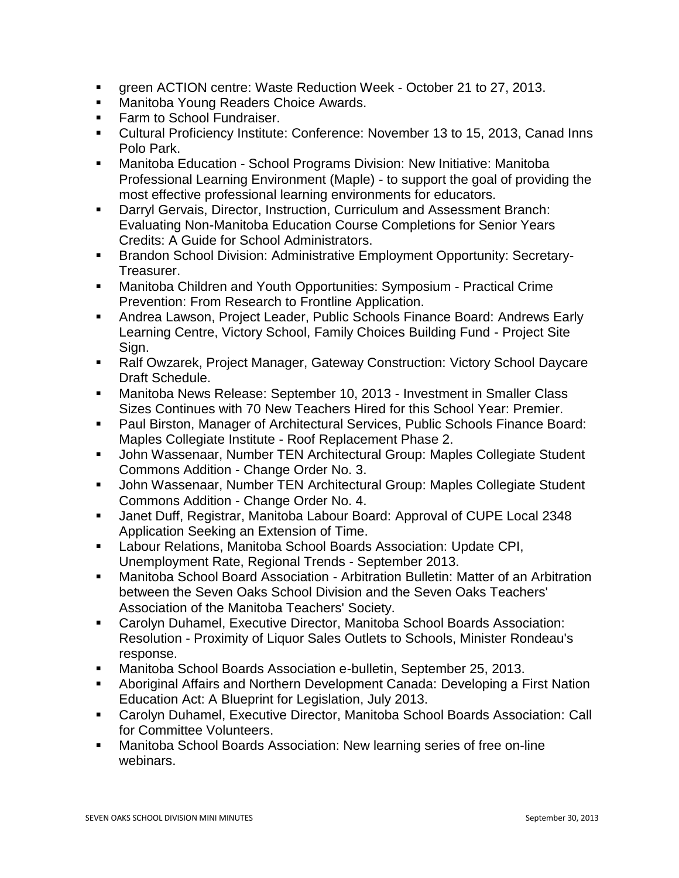- green ACTION centre: Waste Reduction Week - October 21 to 27, 2013.
- Manitoba Young Readers Choice Awards.
- Farm to School Fundraiser.
- Cultural Proficiency Institute: Conference: November 13 to 15, 2013, Canad Inns Polo Park.
- Manitoba Education - School Programs Division: New Initiative: Manitoba Professional Learning Environment (Maple) - to support the goal of providing the most effective professional learning environments for educators.
- Darryl Gervais, Director, Instruction, Curriculum and Assessment Branch: Evaluating Non-Manitoba Education Course Completions for Senior Years Credits: A Guide for School Administrators.
- Brandon School Division: Administrative Employment Opportunity: Secretary-Treasurer.
- Manitoba Children and Youth Opportunities: Symposium - Practical Crime Prevention: From Research to Frontline Application.
- Andrea Lawson, Project Leader, Public Schools Finance Board: Andrews Early Learning Centre, Victory School, Family Choices Building Fund - Project Site Sign.
- Ralf Owzarek, Project Manager, Gateway Construction: Victory School Daycare Draft Schedule.
- Manitoba News Release: September 10, 2013 - Investment in Smaller Class Sizes Continues with 70 New Teachers Hired for this School Year: Premier.
- Paul Birston, Manager of Architectural Services, Public Schools Finance Board: Maples Collegiate Institute - Roof Replacement Phase 2.
- John Wassenaar, Number TEN Architectural Group: Maples Collegiate Student Commons Addition - Change Order No. 3.
- John Wassenaar, Number TEN Architectural Group: Maples Collegiate Student Commons Addition - Change Order No. 4.
- Janet Duff, Registrar, Manitoba Labour Board: Approval of CUPE Local 2348 Application Seeking an Extension of Time.
- Labour Relations, Manitoba School Boards Association: Update CPI, Unemployment Rate, Regional Trends - September 2013.
- Manitoba School Board Association - Arbitration Bulletin: Matter of an Arbitration between the Seven Oaks School Division and the Seven Oaks Teachers' Association of the Manitoba Teachers' Society.
- Carolyn Duhamel, Executive Director, Manitoba School Boards Association: Resolution - Proximity of Liquor Sales Outlets to Schools, Minister Rondeau's response.
- Manitoba School Boards Association e-bulletin, September 25, 2013.
- Aboriginal Affairs and Northern Development Canada: Developing a First Nation Education Act: A Blueprint for Legislation, July 2013.
- Carolyn Duhamel, Executive Director, Manitoba School Boards Association: Call for Committee Volunteers.
- Manitoba School Boards Association: New learning series of free on-line webinars.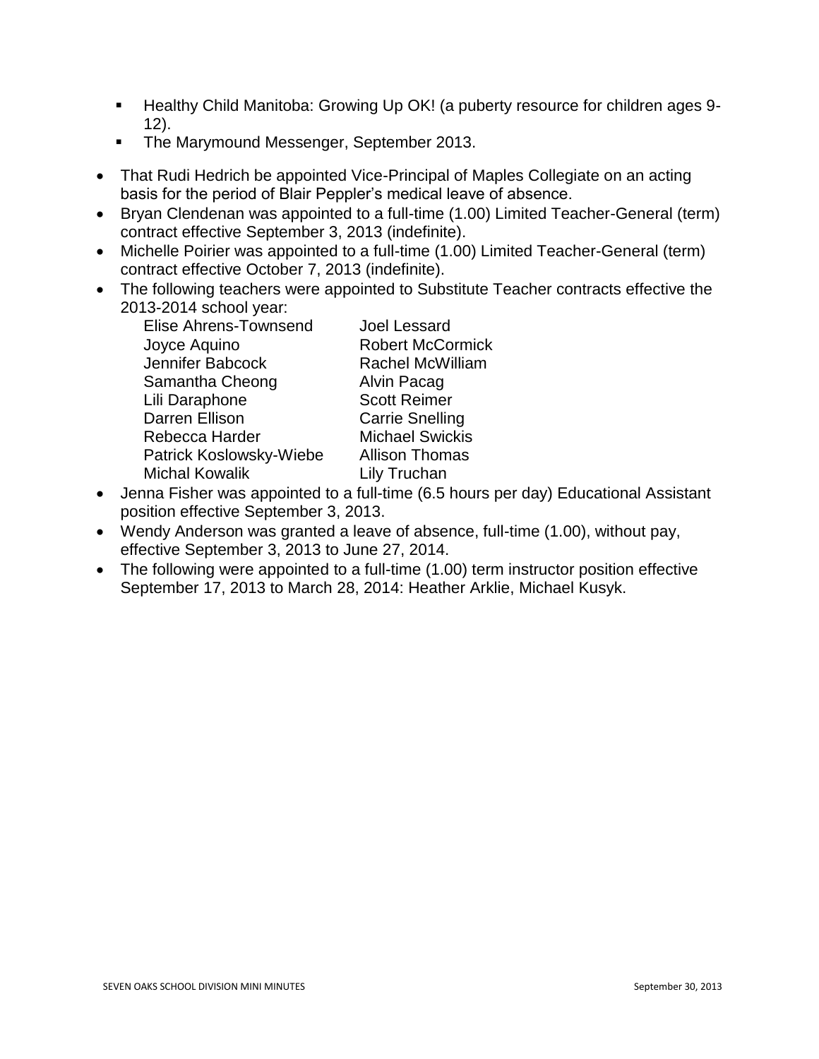- Healthy Child Manitoba: Growing Up OK! (a puberty resource for children ages 9-12).
- The Marymound Messenger, September 2013.

- That Rudi Hedrich be appointed Vice-Principal of Maples Collegiate on an acting basis for the period of Blair Peppler's medical leave of absence.
- Bryan Clendenan was appointed to a full-time (1.00) Limited Teacher-General (term) contract effective September 3, 2013 (indefinite).
- Michelle Poirier was appointed to a full-time (1.00) Limited Teacher-General (term) contract effective October 7, 2013 (indefinite).
- The following teachers were appointed to Substitute Teacher contracts effective the 2013-2014 school year:

| | |
|---|---|
| Elise Ahrens-Townsend | Joel Lessard |
| Joyce Aquino | Robert McCormick |
| Jennifer Babcock | Rachel McWilliam |
| Samantha Cheong | Alvin Pacag |
| Lili Daraphone | Scott Reimer |
| Darren Ellison | Carrie Snelling |
| Rebecca Harder | Michael Swickis |
| Patrick Koslowsky-Wiebe | Allison Thomas |
| Michal Kowalik | Lily Truchan |

- Jenna Fisher was appointed to a full-time (6.5 hours per day) Educational Assistant position effective September 3, 2013.
- Wendy Anderson was granted a leave of absence, full-time (1.00), without pay, effective September 3, 2013 to June 27, 2014.
- The following were appointed to a full-time (1.00) term instructor position effective September 17, 2013 to March 28, 2014: Heather Arklie, Michael Kusyk.